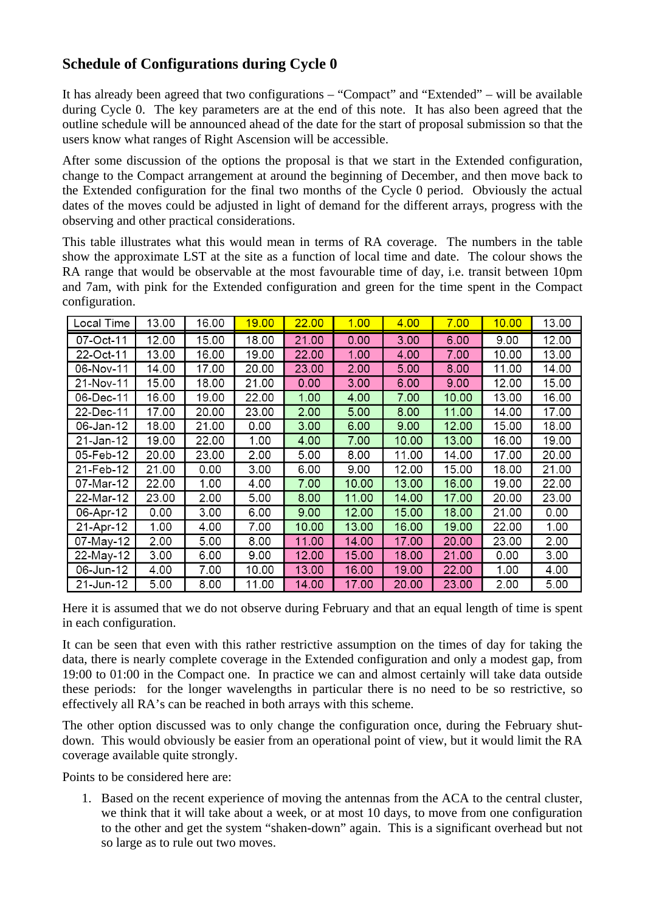## Schedule of Configurations during Cycle 0

It has already been agreed that two configurations – "Compact" and "Extended" – will be available during Cycle 0. The key parameters are at the end of this note. It has also been agreed that the outline schedule will be announced ahead of the date for the start of proposal submission so that the users know what ranges of Right Ascension will be accessible.

After some discussion of the options the proposal is that we start in the Extended configuration, change to the Compact arrangement at around the beginning of December, and then move back to the Extended configuration for the final two months of the Cycle 0 period. Obviously the actual dates of the moves could be adjusted in light of demand for the different arrays, progress with the observing and other practical considerations.

This table illustrates what this would mean in terms of RA coverage. The numbers in the table show the approximate LST at the site as a function of local time and date. The colour shows the RA range that would be observable at the most favourable time of day, i.e. transit between 10pm and 7am, with pink for the Extended configuration and green for the time spent in the Compact configuration.

| Local Time | 13.00 | 16.00 | 19.00 | 22.00 | 1.00 | 4.00 | 7.00 | 10.00 | 13.00 |
|---|---|---|---|---|---|---|---|---|---|
| 07-Oct-11 | 12.00 | 15.00 | 18.00 | 21.00 | 0.00 | 3.00 | 6.00 | 9.00 | 12.00 |
| 22-Oct-11 | 13.00 | 16.00 | 19.00 | 22.00 | 1.00 | 4.00 | 7.00 | 10.00 | 13.00 |
| 06-Nov-11 | 14.00 | 17.00 | 20.00 | 23.00 | 2.00 | 5.00 | 8.00 | 11.00 | 14.00 |
| 21-Nov-11 | 15.00 | 18.00 | 21.00 | 0.00 | 3.00 | 6.00 | 9.00 | 12.00 | 15.00 |
| 06-Dec-11 | 16.00 | 19.00 | 22.00 | 1.00 | 4.00 | 7.00 | 10.00 | 13.00 | 16.00 |
| 22-Dec-11 | 17.00 | 20.00 | 23.00 | 2.00 | 5.00 | 8.00 | 11.00 | 14.00 | 17.00 |
| 06-Jan-12 | 18.00 | 21.00 | 0.00 | 3.00 | 6.00 | 9.00 | 12.00 | 15.00 | 18.00 |
| 21-Jan-12 | 19.00 | 22.00 | 1.00 | 4.00 | 7.00 | 10.00 | 13.00 | 16.00 | 19.00 |
| 05-Feb-12 | 20.00 | 23.00 | 2.00 | 5.00 | 8.00 | 11.00 | 14.00 | 17.00 | 20.00 |
| 21-Feb-12 | 21.00 | 0.00 | 3.00 | 6.00 | 9.00 | 12.00 | 15.00 | 18.00 | 21.00 |
| 07-Mar-12 | 22.00 | 1.00 | 4.00 | 7.00 | 10.00 | 13.00 | 16.00 | 19.00 | 22.00 |
| 22-Mar-12 | 23.00 | 2.00 | 5.00 | 8.00 | 11.00 | 14.00 | 17.00 | 20.00 | 23.00 |
| 06-Apr-12 | 0.00 | 3.00 | 6.00 | 9.00 | 12.00 | 15.00 | 18.00 | 21.00 | 0.00 |
| 21-Apr-12 | 1.00 | 4.00 | 7.00 | 10.00 | 13.00 | 16.00 | 19.00 | 22.00 | 1.00 |
| 07-May-12 | 2.00 | 5.00 | 8.00 | 11.00 | 14.00 | 17.00 | 20.00 | 23.00 | 2.00 |
| 22-May-12 | 3.00 | 6.00 | 9.00 | 12.00 | 15.00 | 18.00 | 21.00 | 0.00 | 3.00 |
| 06-Jun-12 | 4.00 | 7.00 | 10.00 | 13.00 | 16.00 | 19.00 | 22.00 | 1.00 | 4.00 |
| 21-Jun-12 | 5.00 | 8.00 | 11.00 | 14.00 | 17.00 | 20.00 | 23.00 | 2.00 | 5.00 |

Here it is assumed that we do not observe during February and that an equal length of time is spent in each configuration.

It can be seen that even with this rather restrictive assumption on the times of day for taking the data, there is nearly complete coverage in the Extended configuration and only a modest gap, from 19:00 to 01:00 in the Compact one. In practice we can and almost certainly will take data outside these periods: for the longer wavelengths in particular there is no need to be so restrictive, so effectively all RA's can be reached in both arrays with this scheme.

The other option discussed was to only change the configuration once, during the February shut-down. This would obviously be easier from an operational point of view, but it would limit the RA coverage available quite strongly.

Points to be considered here are:

1. Based on the recent experience of moving the antennas from the ACA to the central cluster, we think that it will take about a week, or at most 10 days, to move from one configuration to the other and get the system "shaken-down" again. This is a significant overhead but not so large as to rule out two moves.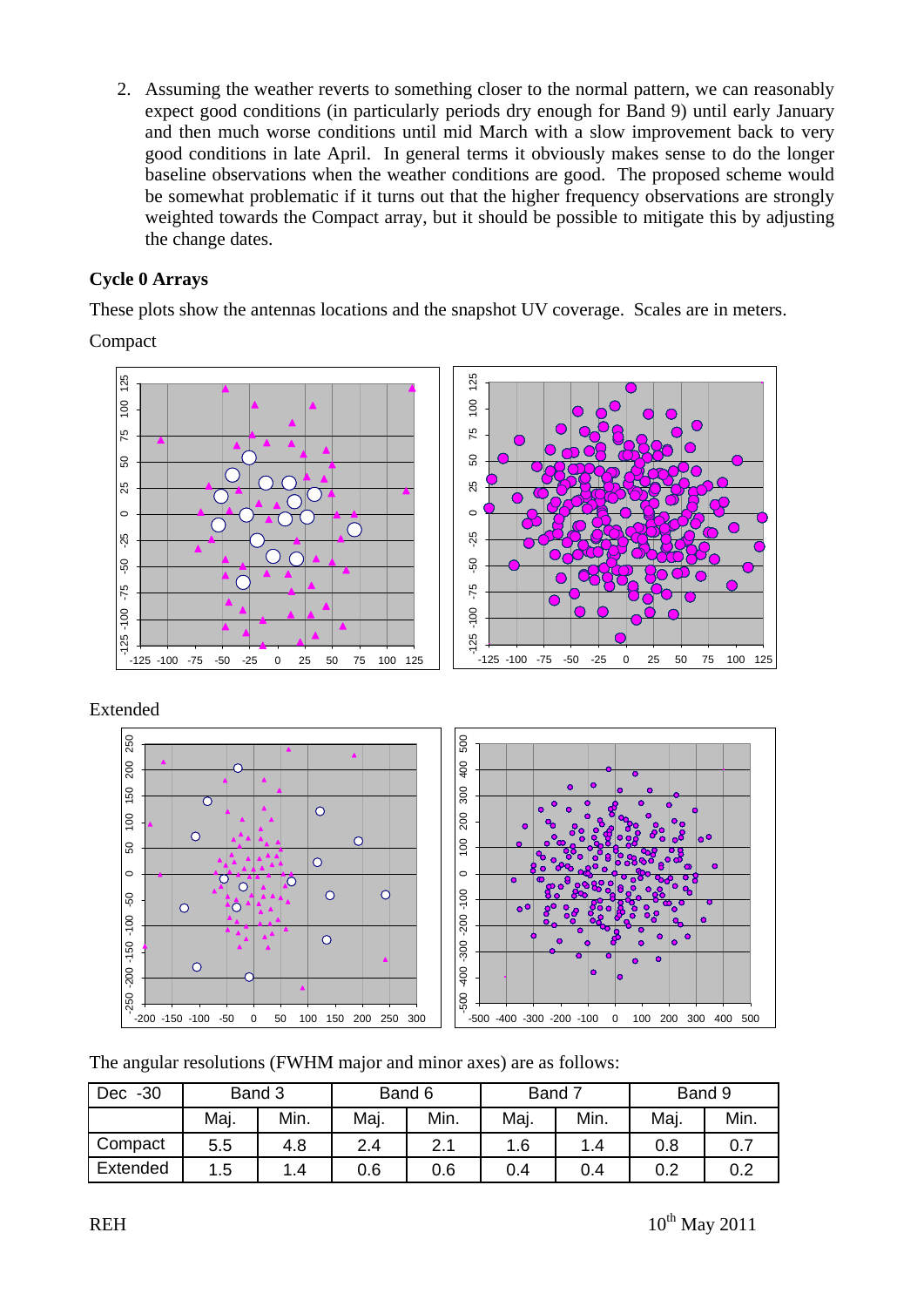2. Assuming the weather reverts to something closer to the normal pattern, we can reasonably expect good conditions (in particularly periods dry enough for Band 9) until early January and then much worse conditions until mid March with a slow improvement back to very good conditions in late April. In general terms it obviously makes sense to do the longer baseline observations when the weather conditions are good. The proposed scheme would be somewhat problematic if it turns out that the higher frequency observations are strongly weighted towards the Compact array, but it should be possible to mitigate this by adjusting the change dates.

### Cycle 0 Arrays

These plots show the antennas locations and the snapshot UV coverage. Scales are in meters.

Compact

-125 -100 -75 -50 -25 0 25 50 75 100 125

-125 -100 -75 -50 -25 0 25 50 75 100 125

Extended

-200 -150 -100 -50 0 50 100 150 200 250 300

-250 -200 -150 -100 -50 0 50 100 150 200 250

-500 -400 -300 -200 -100 0 100 200 300 400 500

The angular resolutions (FWHM major and minor axes) are as follows:

| Dec -30 | Band 3 | | Band 6 | | Band 7 | | Band 9 | |
|---|---|---|---|---|---|---|---|---|
| | Maj. | Min. | Maj. | Min. | Maj. | Min. | Maj. | Min. |
| Compact | 5.5 | 4.8 | 2.4 | 2.1 | 1.6 | 1.4 | 0.8 | 0.7 |
| Extended | 1.5 | 1.4 | 0.6 | 0.6 | 0.4 | 0.4 | 0.2 | 0.2 |

REH 10th May 2011